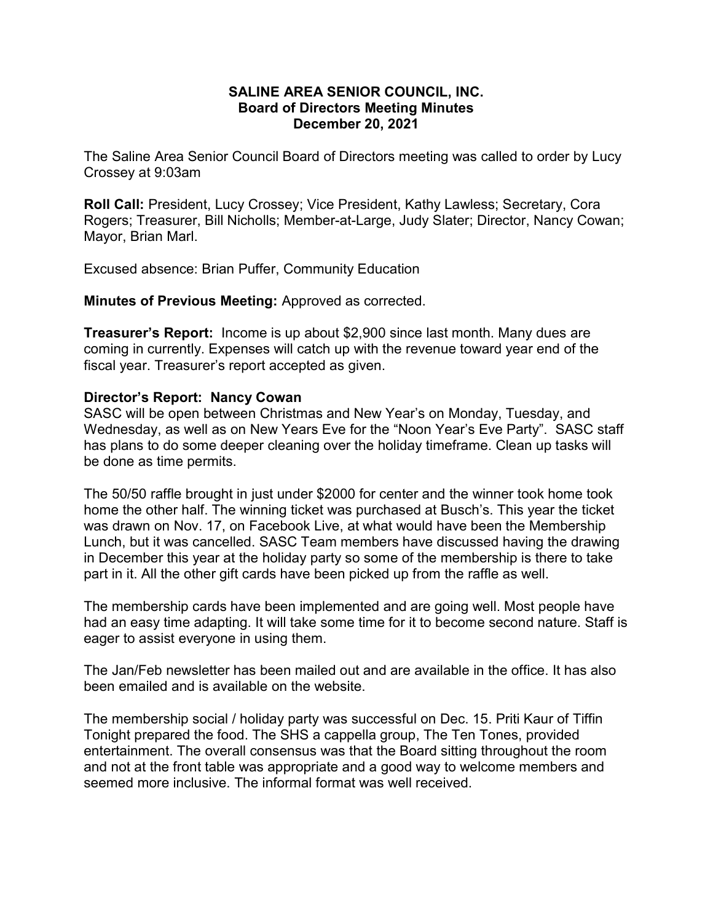# SALINE AREA SENIOR COUNCIL, INC.
## Board of Directors Meeting Minutes
## December 20, 2021

The Saline Area Senior Council Board of Directors meeting was called to order by Lucy Crossey at 9:03am

**Roll Call:** President, Lucy Crossey; Vice President, Kathy Lawless; Secretary, Cora Rogers; Treasurer, Bill Nicholls; Member-at-Large, Judy Slater; Director, Nancy Cowan; Mayor, Brian Marl.

Excused absence: Brian Puffer, Community Education

**Minutes of Previous Meeting:** Approved as corrected.

**Treasurer's Report:** Income is up about $2,900 since last month. Many dues are coming in currently. Expenses will catch up with the revenue toward year end of the fiscal year. Treasurer's report accepted as given.

**Director's Report: Nancy Cowan**

SASC will be open between Christmas and New Year's on Monday, Tuesday, and Wednesday, as well as on New Years Eve for the "Noon Year's Eve Party". SASC staff has plans to do some deeper cleaning over the holiday timeframe. Clean up tasks will be done as time permits.

The 50/50 raffle brought in just under $2000 for center and the winner took home took home the other half. The winning ticket was purchased at Busch's. This year the ticket was drawn on Nov. 17, on Facebook Live, at what would have been the Membership Lunch, but it was cancelled. SASC Team members have discussed having the drawing in December this year at the holiday party so some of the membership is there to take part in it. All the other gift cards have been picked up from the raffle as well.

The membership cards have been implemented and are going well. Most people have had an easy time adapting. It will take some time for it to become second nature. Staff is eager to assist everyone in using them.

The Jan/Feb newsletter has been mailed out and are available in the office. It has also been emailed and is available on the website.

The membership social / holiday party was successful on Dec. 15. Priti Kaur of Tiffin Tonight prepared the food. The SHS a cappella group, The Ten Tones, provided entertainment. The overall consensus was that the Board sitting throughout the room and not at the front table was appropriate and a good way to welcome members and seemed more inclusive. The informal format was well received.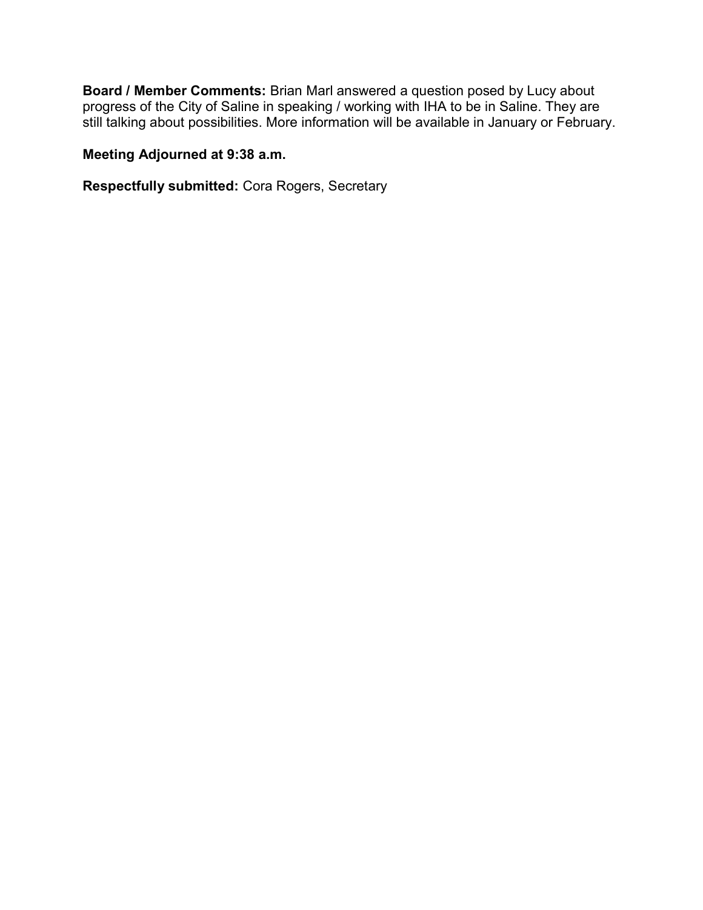**Board / Member Comments:** Brian Marl answered a question posed by Lucy about progress of the City of Saline in speaking / working with IHA to be in Saline. They are still talking about possibilities. More information will be available in January or February.

**Meeting Adjourned at 9:38 a.m.**

**Respectfully submitted:** Cora Rogers, Secretary